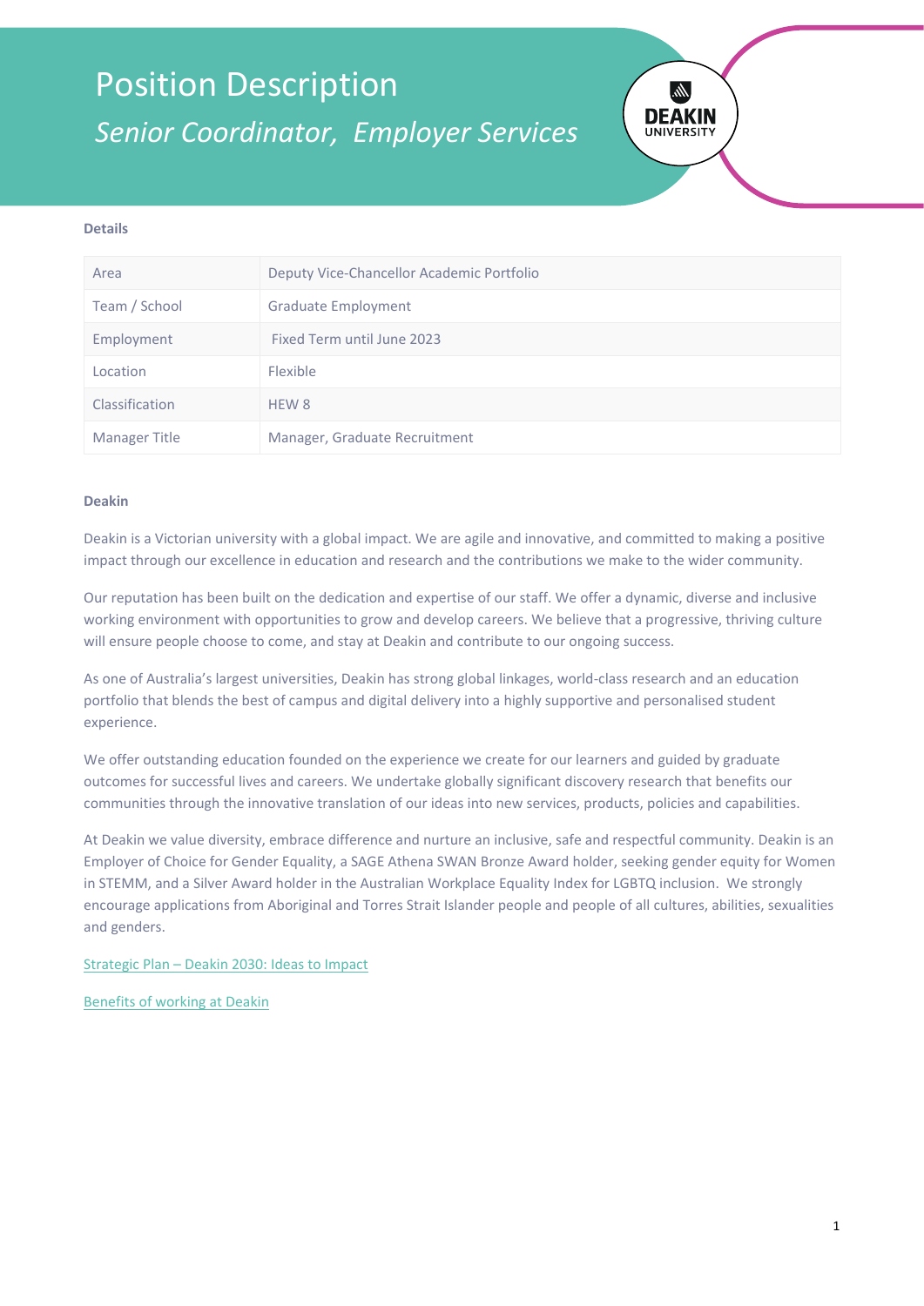# Position Description

## *Senior Coordinator, Employer Services*

**Details**

| Area | Deputy Vice-Chancellor Academic Portfolio |
|---|---|
| Team / School | Graduate Employment |
| Employment | Fixed Term until June 2023 |
| Location | Flexible |
| Classification | HEW 8 |
| Manager Title | Manager, Graduate Recruitment |

**Deakin**

Deakin is a Victorian university with a global impact. We are agile and innovative, and committed to making a positive impact through our excellence in education and research and the contributions we make to the wider community.

Our reputation has been built on the dedication and expertise of our staff. We offer a dynamic, diverse and inclusive working environment with opportunities to grow and develop careers. We believe that a progressive, thriving culture will ensure people choose to come, and stay at Deakin and contribute to our ongoing success.

As one of Australia's largest universities, Deakin has strong global linkages, world-class research and an education portfolio that blends the best of campus and digital delivery into a highly supportive and personalised student experience.

We offer outstanding education founded on the experience we create for our learners and guided by graduate outcomes for successful lives and careers. We undertake globally significant discovery research that benefits our communities through the innovative translation of our ideas into new services, products, policies and capabilities.

At Deakin we value diversity, embrace difference and nurture an inclusive, safe and respectful community. Deakin is an Employer of Choice for Gender Equality, a SAGE Athena SWAN Bronze Award holder, seeking gender equity for Women in STEMM, and a Silver Award holder in the Australian Workplace Equality Index for LGBTQ inclusion. We strongly encourage applications from Aboriginal and Torres Strait Islander people and people of all cultures, abilities, sexualities and genders.

Strategic Plan – Deakin 2030: Ideas to Impact

Benefits of working at Deakin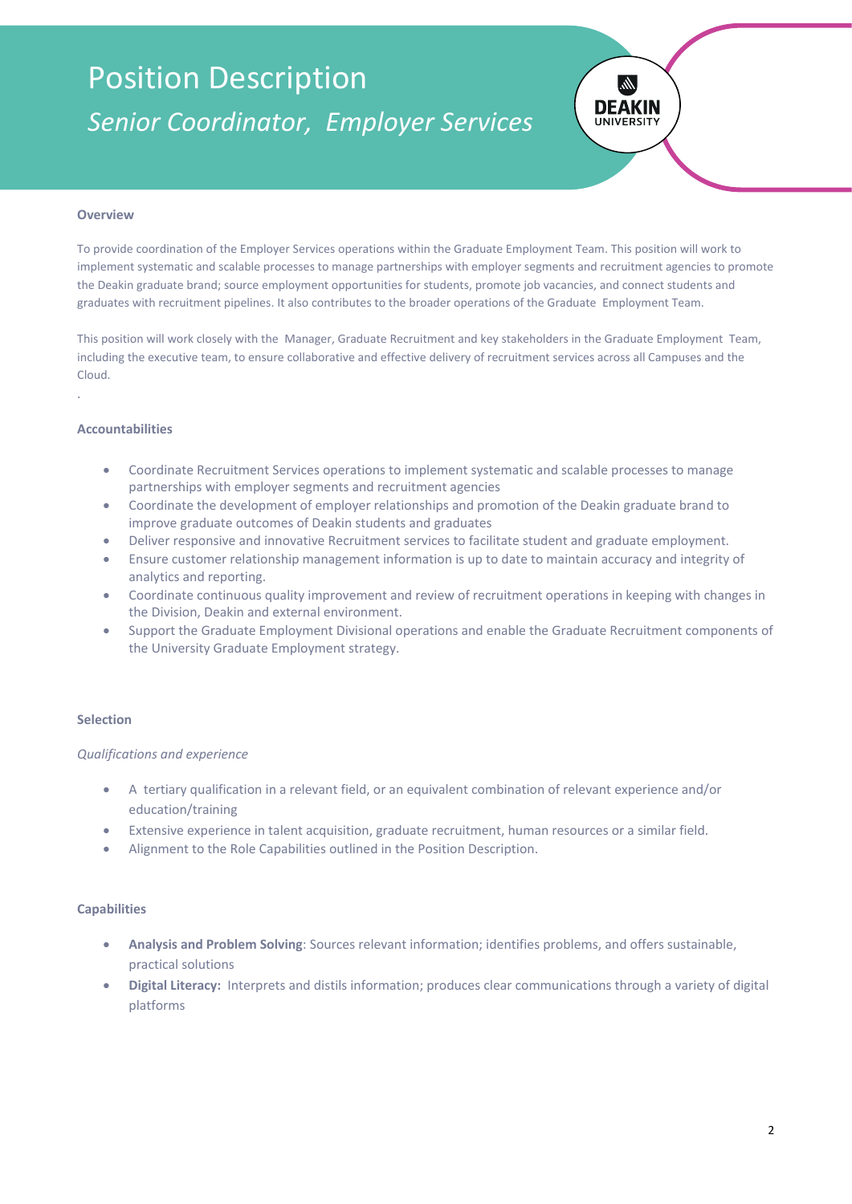# Position Description

## *Senior Coordinator, Employer Services*

### Overview

To provide coordination of the Employer Services operations within the Graduate Employment Team. This position will work to implement systematic and scalable processes to manage partnerships with employer segments and recruitment agencies to promote the Deakin graduate brand; source employment opportunities for students, promote job vacancies, and connect students and graduates with recruitment pipelines. It also contributes to the broader operations of the Graduate Employment Team.

This position will work closely with the Manager, Graduate Recruitment and key stakeholders in the Graduate Employment Team, including the executive team, to ensure collaborative and effective delivery of recruitment services across all Campuses and the Cloud.

.

### Accountabilities

- Coordinate Recruitment Services operations to implement systematic and scalable processes to manage partnerships with employer segments and recruitment agencies
- Coordinate the development of employer relationships and promotion of the Deakin graduate brand to improve graduate outcomes of Deakin students and graduates
- Deliver responsive and innovative Recruitment services to facilitate student and graduate employment.
- Ensure customer relationship management information is up to date to maintain accuracy and integrity of analytics and reporting.
- Coordinate continuous quality improvement and review of recruitment operations in keeping with changes in the Division, Deakin and external environment.
- Support the Graduate Employment Divisional operations and enable the Graduate Recruitment components of the University Graduate Employment strategy.

### Selection

*Qualifications and experience*

- A tertiary qualification in a relevant field, or an equivalent combination of relevant experience and/or education/training
- Extensive experience in talent acquisition, graduate recruitment, human resources or a similar field.
- Alignment to the Role Capabilities outlined in the Position Description.

### Capabilities

- **Analysis and Problem Solving**: Sources relevant information; identifies problems, and offers sustainable, practical solutions
- **Digital Literacy:** Interprets and distils information; produces clear communications through a variety of digital platforms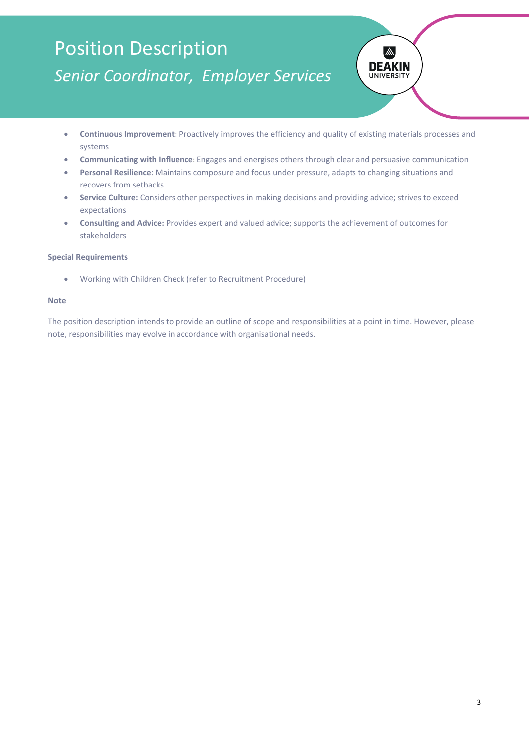- **Continuous Improvement:** Proactively improves the efficiency and quality of existing materials processes and systems
- **Communicating with Influence:** Engages and energises others through clear and persuasive communication
- **Personal Resilience**: Maintains composure and focus under pressure, adapts to changing situations and recovers from setbacks
- **Service Culture:** Considers other perspectives in making decisions and providing advice; strives to exceed expectations
- **Consulting and Advice:** Provides expert and valued advice; supports the achievement of outcomes for stakeholders

**Special Requirements**

- Working with Children Check (refer to Recruitment Procedure)

**Note**

The position description intends to provide an outline of scope and responsibilities at a point in time. However, please note, responsibilities may evolve in accordance with organisational needs.